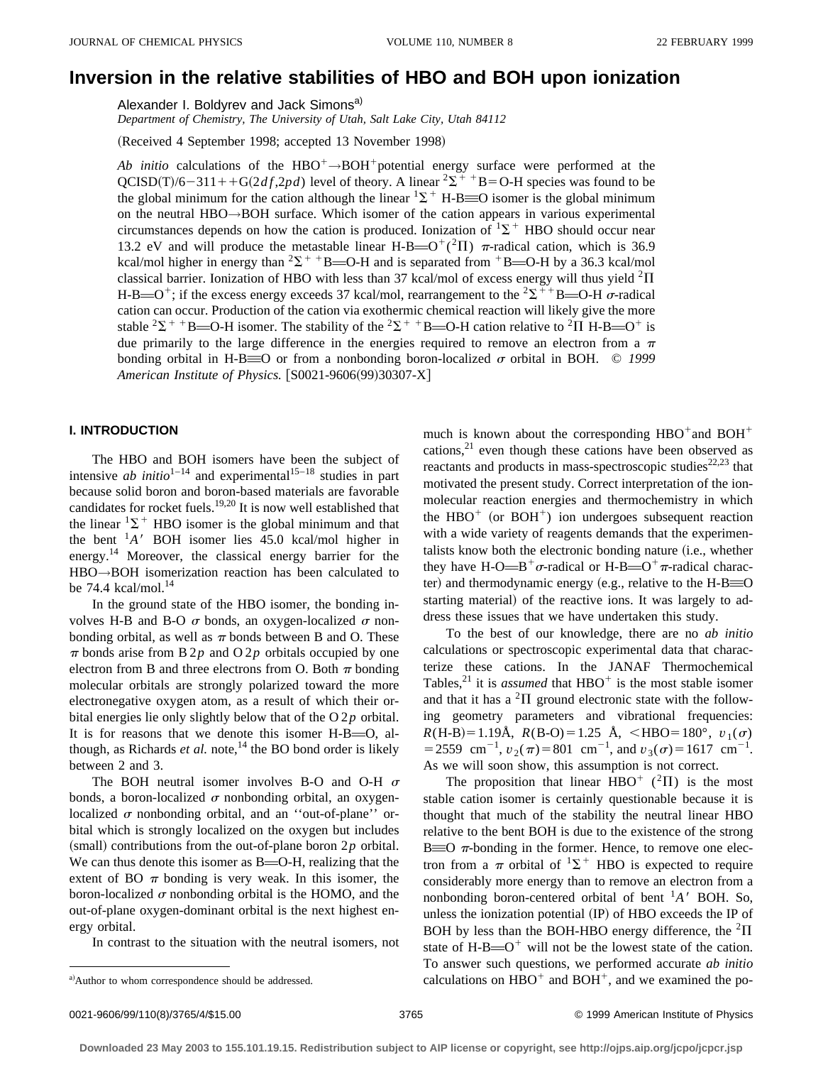# Inversion in the relative stabilities of HBO and BOH upon ionization

Alexander I. Boldyrev and Jack Simons[a)]

*Department of Chemistry, The University of Utah, Salt Lake City, Utah 84112*

(Received 4 September 1998; accepted 13 November 1998)

*Ab initio* calculations of the $HBO^+ \rightarrow BOH^+$ potential energy surface were performed at the QCISD(T)/6−311++G(2*df*,2*pd*) level of theory. A linear $^2\Sigma^+$ $^+$B=O-H species was found to be the global minimum for the cation although the linear $^1\Sigma^+$ H-B≡O isomer is the global minimum on the neutral HBO→BOH surface. Which isomer of the cation appears in various experimental circumstances depends on how the cation is produced. Ionization of $^1\Sigma^+$ HBO should occur near 13.2 eV and will produce the metastable linear H-B=O$^+$($^2\Pi$) $\pi$-radical cation, which is 36.9 kcal/mol higher in energy than $^2\Sigma^+$ $^+$B=O-H and is separated from $^+$B=O-H by a 36.3 kcal/mol classical barrier. Ionization of HBO with less than 37 kcal/mol of excess energy will thus yield $^2\Pi$ H-B=O$^+$; if the excess energy exceeds 37 kcal/mol, rearrangement to the $^2\Sigma^+$ $^+$B=O-H $\sigma$-radical cation can occur. Production of the cation via exothermic chemical reaction will likely give the more stable $^2\Sigma^+$ $^+$B=O-H isomer. The stability of the $^2\Sigma^+$ $^+$B=O-H cation relative to $^2\Pi$ H-B=O$^+$ is due primarily to the large difference in the energies required to remove an electron from a $\pi$ bonding orbital in H-B≡O or from a nonbonding boron-localized $\sigma$ orbital in BOH. © *1999 American Institute of Physics.* [S0021-9606(99)30307-X]

## I. INTRODUCTION

The HBO and BOH isomers have been the subject of intensive *ab initio*[1–14] and experimental[15–18] studies in part because solid boron and boron-based materials are favorable candidates for rocket fuels.[19,20] It is now well established that the linear $^1\Sigma^+$ HBO isomer is the global minimum and that the bent $^1A'$ BOH isomer lies 45.0 kcal/mol higher in energy.[14] Moreover, the classical energy barrier for the HBO→BOH isomerization reaction has been calculated to be 74.4 kcal/mol.[14]

In the ground state of the HBO isomer, the bonding involves H-B and B-O $\sigma$ bonds, an oxygen-localized $\sigma$ nonbonding orbital, as well as $\pi$ bonds between B and O. These $\pi$ bonds arise from B 2*p* and O 2*p* orbitals occupied by one electron from B and three electrons from O. Both $\pi$ bonding molecular orbitals are strongly polarized toward the more electronegative oxygen atom, as a result of which their orbital energies lie only slightly below that of the O 2*p* orbital. It is for reasons that we denote this isomer H-B=O, although, as Richards *et al.* note,[14] the BO bond order is likely between 2 and 3.

The BOH neutral isomer involves B-O and O-H $\sigma$ bonds, a boron-localized $\sigma$ nonbonding orbital, an oxygen-localized $\sigma$ nonbonding orbital, and an "out-of-plane" orbital which is strongly localized on the oxygen but includes (small) contributions from the out-of-plane boron 2*p* orbital. We can thus denote this isomer as B=O-H, realizing that the extent of BO $\pi$ bonding is very weak. In this isomer, the boron-localized $\sigma$ nonbonding orbital is the HOMO, and the out-of-plane oxygen-dominant orbital is the next highest energy orbital.

In contrast to the situation with the neutral isomers, not much is known about the corresponding $HBO^+$ and $BOH^+$ cations,[21] even though these cations have been observed as reactants and products in mass-spectroscopic studies[22,23] that motivated the present study. Correct interpretation of the ion-molecular reaction energies and thermochemistry in which the $HBO^+$ (or $BOH^+$) ion undergoes subsequent reaction with a wide variety of reagents demands that the experimentalists know both the electronic bonding nature (i.e., whether they have H-O=B$^+$$\sigma$-radical or H-B=O$^+$$\pi$-radical character) and thermodynamic energy (e.g., relative to the H-B≡O starting material) of the reactive ions. It was largely to address these issues that we have undertaken this study.

To the best of our knowledge, there are no *ab initio* calculations or spectroscopic experimental data that characterize these cations. In the JANAF Thermochemical Tables,[21] it is *assumed* that $HBO^+$ is the most stable isomer and that it has a $^2\Pi$ ground electronic state with the following geometry parameters and vibrational frequencies: $R$(H-B)=1.19Å, $R$(B-O)=1.25 Å, <HBO=180°, $v_1(\sigma)$ =2559 cm$^{-1}$, $v_2(\pi)$=801 cm$^{-1}$, and $v_3(\sigma)$=1617 cm$^{-1}$. As we will soon show, this assumption is not correct.

The proposition that linear $HBO^+$ ($^2\Pi$) is the most stable cation isomer is certainly questionable because it is thought that much of the stability the neutral linear HBO relative to the bent BOH is due to the existence of the strong B≡O $\pi$-bonding in the former. Hence, to remove one electron from a $\pi$ orbital of $^1\Sigma^+$ HBO is expected to require considerably more energy than to remove an electron from a nonbonding boron-centered orbital of bent $^1A'$ BOH. So, unless the ionization potential (IP) of HBO exceeds the IP of BOH by less than the BOH-HBO energy difference, the $^2\Pi$ state of H-B=O$^+$ will not be the lowest state of the cation. To answer such questions, we performed accurate *ab initio* calculations on $HBO^+$ and $BOH^+$, and we examined the po-

a)Author to whom correspondence should be addressed.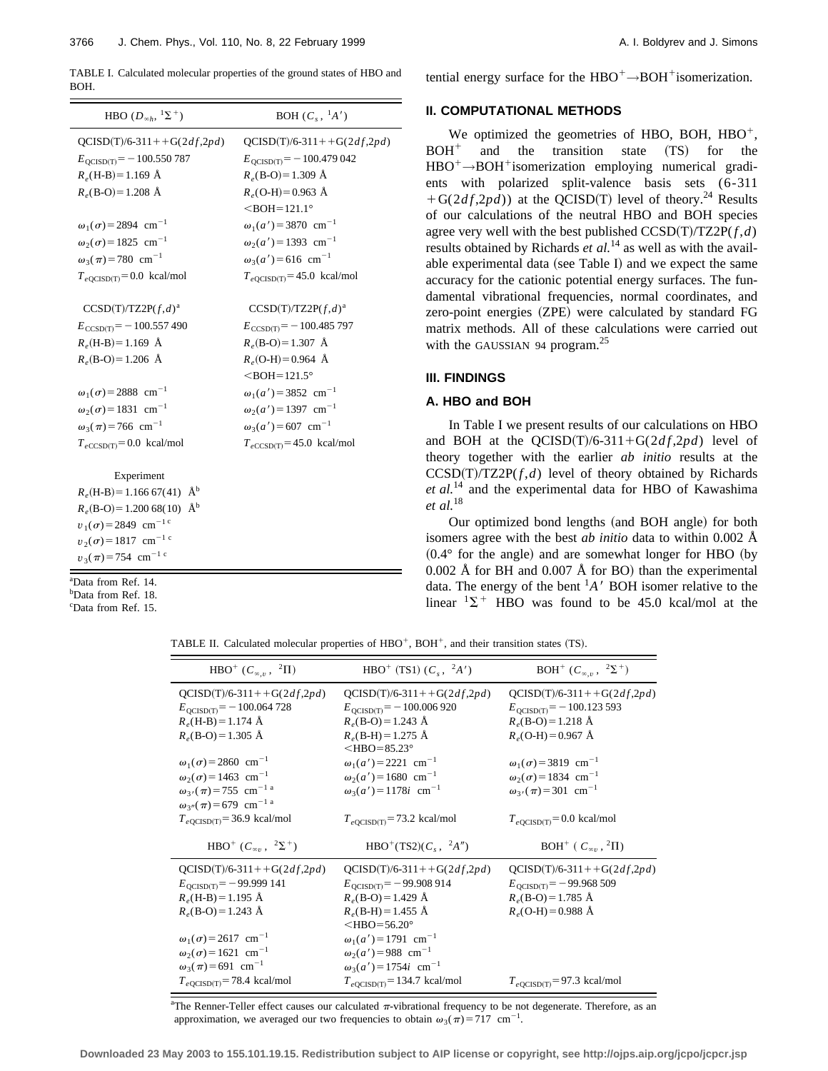TABLE I. Calculated molecular properties of the ground states of HBO and BOH.

| HBO ($D_{\infty h}$, $^1\Sigma^+$) | BOH ($C_s$, $^1A'$) |
| --- | --- |
| QCISD(T)/6-311++G(2$df$,2$pd$) | QCISD(T)/6-311++G(2$df$,2$pd$) |
| $E_{QCISD(T)} = -100.550\,787$ | $E_{QCISD(T)} = -100.479\,042$ |
| $R_e$(H-B) = 1.169 Å | $R_e$(B-O) = 1.309 Å |
| $R_e$(B-O) = 1.208 Å | $R_e$(O-H) = 0.963 Å |
| | <BOH = 121.1° |
| $\omega_1(\sigma) = 2894$ cm$^{-1}$ | $\omega_1(a') = 3870$ cm$^{-1}$ |
| $\omega_2(\sigma) = 1825$ cm$^{-1}$ | $\omega_2(a') = 1393$ cm$^{-1}$ |
| $\omega_3(\pi) = 780$ cm$^{-1}$ | $\omega_3(a') = 616$ cm$^{-1}$ |
| $T_{eQCISD(T)} = 0.0$ kcal/mol | $T_{eQCISD(T)} = 45.0$ kcal/mol |
| CCSD(T)/TZ2P($f$,$d$)[a] | CCSD(T)/TZ2P($f$,$d$)[a] |
| $E_{CCSD(T)} = -100.557\,490$ | $E_{CCSD(T)} = -100.485\,797$ |
| $R_e$(H-B) = 1.169 Å | $R_e$(B-O) = 1.307 Å |
| $R_e$(B-O) = 1.206 Å | $R_e$(O-H) = 0.964 Å |
| | <BOH = 121.5° |
| $\omega_1(\sigma) = 2888$ cm$^{-1}$ | $\omega_1(a') = 3852$ cm$^{-1}$ |
| $\omega_2(\sigma) = 1831$ cm$^{-1}$ | $\omega_2(a') = 1397$ cm$^{-1}$ |
| $\omega_3(\pi) = 766$ cm$^{-1}$ | $\omega_3(a') = 607$ cm$^{-1}$ |
| $T_{eCCSD(T)} = 0.0$ kcal/mol | $T_{eCCSD(T)} = 45.0$ kcal/mol |
| Experiment | |
| $R_e$(H-B) = 1.166 67(41) Å[b] | |
| $R_e$(B-O) = 1.200 68(10) Å[b] | |
| $\upsilon_1(\sigma) = 2849$ cm$^{-1}$ [c] | |
| $\upsilon_2(\sigma) = 1817$ cm$^{-1}$ [c] | |
| $\upsilon_3(\pi) = 754$ cm$^{-1}$ [c] | |

[a]Data from Ref. 14.
[b]Data from Ref. 18.
[c]Data from Ref. 15.

tential energy surface for the $HBO^+ \rightarrow BOH^+$ isomerization.

## II. COMPUTATIONAL METHODS

We optimized the geometries of HBO, BOH, $HBO^+$, $BOH^+$ and the transition state (TS) for the $HBO^+ \rightarrow BOH^+$ isomerization employing numerical gradients with polarized split-valence basis sets (6-311+G(2$df$,2$pd$)) at the QCISD(T) level of theory.[24] Results of our calculations of the neutral HBO and BOH species agree very well with the best published CCSD(T)/TZ2P($f$,$d$) results obtained by Richards *et al.*[14] as well as with the available experimental data (see Table I) and we expect the same accuracy for the cationic potential energy surfaces. The fundamental vibrational frequencies, normal coordinates, and zero-point energies (ZPE) were calculated by standard FG matrix methods. All of these calculations were carried out with the GAUSSIAN 94 program.[25]

## III. FINDINGS

### A. HBO and BOH

In Table I we present results of our calculations on HBO and BOH at the QCISD(T)/6-311+G(2$df$,2$pd$) level of theory together with the earlier *ab initio* results at the CCSD(T)/TZ2P($f$,$d$) level of theory obtained by Richards *et al.*[14] and the experimental data for HBO of Kawashima *et al.*[18]

Our optimized bond lengths (and BOH angle) for both isomers agree with the best *ab initio* data to within 0.002 Å (0.4° for the angle) and are somewhat longer for HBO (by 0.002 Å for BH and 0.007 Å for BO) than the experimental data. The energy of the bent $^1A'$ BOH isomer relative to the linear $^1\Sigma^+$ HBO was found to be 45.0 kcal/mol at the

TABLE II. Calculated molecular properties of $HBO^+$, $BOH^+$, and their transition states (TS).

| $HBO^+$ ($C_{\infty v}$, $^2\Pi$) | $HBO^+$ (TS1) ($C_s$, $^2A'$) | $BOH^+$ ($C_{\infty v}$, $^2\Sigma^+$) |
| --- | --- | --- |
| QCISD(T)/6-311++G(2$df$,2$pd$) | QCISD(T)/6-311++G(2$df$,2$pd$) | QCISD(T)/6-311++G(2$df$,2$pd$) |
| $E_{QCISD(T)} = -100.064\,728$ | $E_{QCISD(T)} = -100.006\,920$ | $E_{QCISD(T)} = -100.123\,593$ |
| $R_e$(H-B) = 1.174 Å | $R_e$(B-O) = 1.243 Å | $R_e$(B-O) = 1.218 Å |
| $R_e$(B-O) = 1.305 Å | $R_e$(B-H) = 1.275 Å | $R_e$(O-H) = 0.967 Å |
| | <HBO = 85.23° | |
| $\omega_1(\sigma) = 2860$ cm$^{-1}$ | $\omega_1(a') = 2221$ cm$^{-1}$ | $\omega_1(\sigma) = 3819$ cm$^{-1}$ |
| $\omega_2(\sigma) = 1463$ cm$^{-1}$ | $\omega_2(a') = 1680$ cm$^{-1}$ | $\omega_2(\sigma) = 1834$ cm$^{-1}$ |
| $\omega_{3'}(\pi) = 755$ cm$^{-1}$ [a] | $\omega_3(a') = 1178i$ cm$^{-1}$ | $\omega_{3'}(\pi) = 301$ cm$^{-1}$ |
| $\omega_{3''}(\pi) = 679$ cm$^{-1}$ [a] | | |
| $T_{eQCISD(T)} = 36.9$ kcal/mol | $T_{eQCISD(T)} = 73.2$ kcal/mol | $T_{eQCISD(T)} = 0.0$ kcal/mol |
| $HBO^+$ ($C_{\infty v}$, $^2\Sigma^+$) | $HBO^+$(TS2)($C_s$, $^2A''$) | $BOH^+$ ($C_{\infty v}$, $^2\Pi$) |
| QCISD(T)/6-311++G(2$df$,2$pd$) | QCISD(T)/6-311++G(2$df$,2$pd$) | QCISD(T)/6-311++G(2$df$,2$pd$) |
| $E_{QCISD(T)} = -99.999\,141$ | $E_{QCISD(T)} = -99.908\,914$ | $E_{QCISD(T)} = -99.968\,509$ |
| $R_e$(H-B) = 1.195 Å | $R_e$(B-O) = 1.429 Å | $R_e$(B-O) = 1.785 Å |
| $R_e$(B-O) = 1.243 Å | $R_e$(B-H) = 1.455 Å | $R_e$(O-H) = 0.988 Å |
| | <HBO = 56.20° | |
| $\omega_1(\sigma) = 2617$ cm$^{-1}$ | $\omega_1(a') = 1791$ cm$^{-1}$ | |
| $\omega_2(\sigma) = 1621$ cm$^{-1}$ | $\omega_2(a') = 988$ cm$^{-1}$ | |
| $\omega_3(\pi) = 691$ cm$^{-1}$ | $\omega_3(a') = 1754i$ cm$^{-1}$ | |
| $T_{eQCISD(T)} = 78.4$ kcal/mol | $T_{eQCISD(T)} = 134.7$ kcal/mol | $T_{eQCISD(T)} = 97.3$ kcal/mol |

[a]The Renner-Teller effect causes our calculated $\pi$-vibrational frequency to be not degenerate. Therefore, as an approximation, we averaged our two frequencies to obtain $\omega_3(\pi) = 717$ cm$^{-1}$.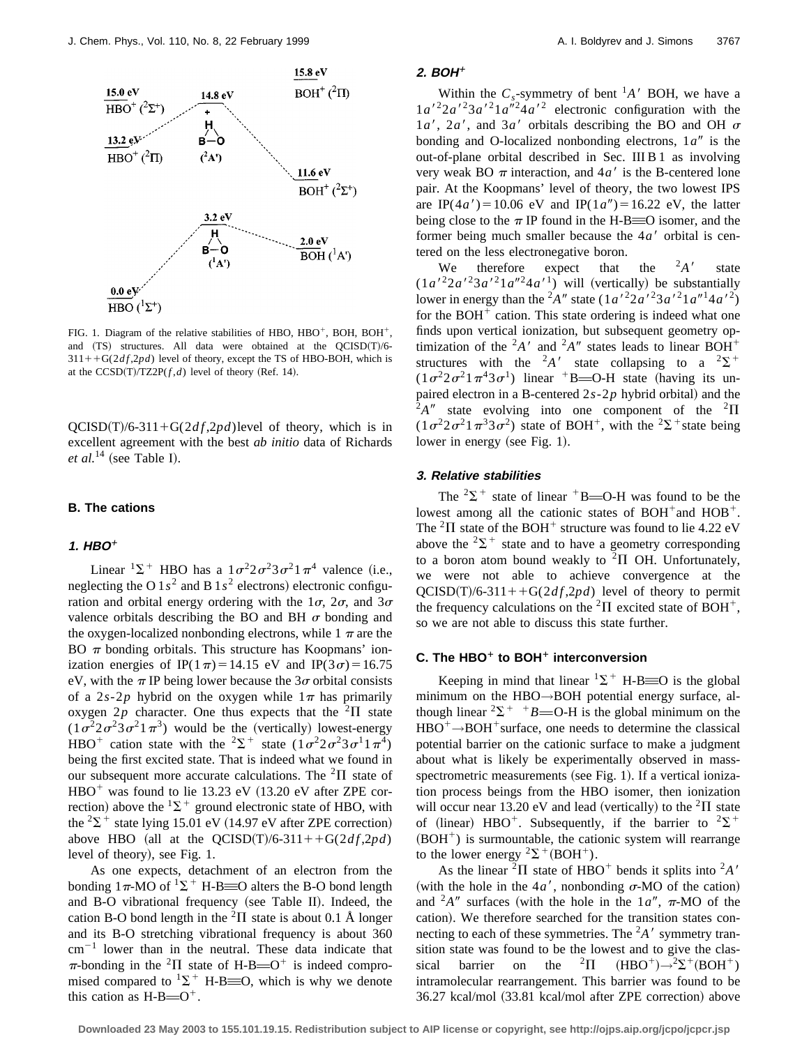FIG. 1. Diagram of the relative stabilities of HBO, $HBO^+$, BOH, $BOH^+$, and (TS) structures. All data were obtained at the QCISD(T)/6-311++G(2$df$,2$pd$) level of theory, except the TS of HBO-BOH, which is at the CCSD(T)/TZ2P($f$,$d$) level of theory (Ref. 14).

QCISD(T)/6-311+G(2$df$,2$pd$)level of theory, which is in excellent agreement with the best *ab initio* data of Richards *et al.*[14] (see Table I).

## B. The cations

### 1. $HBO^+$

Linear $^1\Sigma^+$ HBO has a $1\sigma^2 2\sigma^2 3\sigma^2 1\pi^4$ valence (i.e., neglecting the O $1s^2$ and B $1s^2$ electrons) electronic configuration and orbital energy ordering with the $1\sigma$, $2\sigma$, and $3\sigma$ valence orbitals describing the BO and BH $\sigma$ bonding and the oxygen-localized nonbonding electrons, while 1 $\pi$ are the BO $\pi$ bonding orbitals. This structure has Koopmans' ionization energies of IP($1\pi$)=14.15 eV and IP($3\sigma$)=16.75 eV, with the $\pi$ IP being lower because the $3\sigma$ orbital consists of a $2s$-$2p$ hybrid on the oxygen while $1\pi$ has primarily oxygen $2p$ character. One thus expects that the $^2\Pi$ state ($1\sigma^2 2\sigma^2 3\sigma^2 1\pi^3$) would be the (vertically) lowest-energy $HBO^+$ cation state with the $^2\Sigma^+$ state ($1\sigma^2 2\sigma^2 3\sigma^1 1\pi^4$) being the first excited state. That is indeed what we found in our subsequent more accurate calculations. The $^2\Pi$ state of $HBO^+$ was found to lie 13.23 eV (13.20 eV after ZPE correction) above the $^1\Sigma^+$ ground electronic state of HBO, with the $^2\Sigma^+$ state lying 15.01 eV (14.97 eV after ZPE correction) above HBO (all at the QCISD(T)/6-311++G(2$df$,2$pd$) level of theory), see Fig. 1.

As one expects, detachment of an electron from the bonding $1\pi$-MO of $^1\Sigma^+$ H-B≡O alters the B-O bond length and B-O vibrational frequency (see Table II). Indeed, the cation B-O bond length in the $^2\Pi$ state is about 0.1 Å longer and its B-O stretching vibrational frequency is about 360 $cm^{-1}$ lower than in the neutral. These data indicate that $\pi$-bonding in the $^2\Pi$ state of H-B=$O^+$ is indeed compromised compared to $^1\Sigma^+$ H-B≡O, which is why we denote this cation as H-B=$O^+$.

### 2. $BOH^+$

Within the $C_s$-symmetry of bent $^1A'$ BOH, we have a $1a'^2 2a'^2 3a'^2 1a''^2 4a'^2$ electronic configuration with the $1a'$, $2a'$, and $3a'$ orbitals describing the BO and OH $\sigma$ bonding and O-localized nonbonding electrons, $1a''$ is the out-of-plane orbital described in Sec. III B 1 as involving very weak BO $\pi$ interaction, and $4a'$ is the B-centered lone pair. At the Koopmans' level of theory, the two lowest IPS are IP($4a'$)=10.06 eV and IP($1a''$)=16.22 eV, the latter being close to the $\pi$ IP found in the H-B≡O isomer, and the former being much smaller because the $4a'$ orbital is centered on the less electronegative boron.

We therefore expect that the $^2A'$ state ($1a'^2 2a'^2 3a'^2 1a''^2 4a'^1$) will (vertically) be substantially lower in energy than the $^2A''$ state ($1a'^2 2a'^2 3a'^2 1a''^1 4a'^2$) for the $BOH^+$ cation. This state ordering is indeed what one finds upon vertical ionization, but subsequent geometry optimization of the $^2A'$ and $^2A''$ states leads to linear $BOH^+$ structures with the $^2A'$ state collapsing to a $^2\Sigma^+$ ($1\sigma^2 2\sigma^2 1\pi^4 3\sigma^1$) linear $^+$B=O-H state (having its unpaired electron in a B-centered $2s$-$2p$ hybrid orbital) and the $^2A''$ state evolving into one component of the $^2\Pi$ ($1\sigma^2 2\sigma^2 1\pi^3 3\sigma^2$) state of $BOH^+$, with the $^2\Sigma^+$state being lower in energy (see Fig. 1).

### 3. Relative stabilities

The $^2\Sigma^+$ state of linear $^+$B=O-H was found to be the lowest among all the cationic states of $BOH^+$and $HOB^+$. The $^2\Pi$ state of the $BOH^+$ structure was found to lie 4.22 eV above the $^2\Sigma^+$ state and to have a geometry corresponding to a boron atom bound weakly to $^2\Pi$ OH. Unfortunately, we were not able to achieve convergence at the QCISD(T)/6-311++G(2$df$,2$pd$) level of theory to permit the frequency calculations on the $^2\Pi$ excited state of $BOH^+$, so we are not able to discuss this state further.

## C. The $HBO^+$ to $BOH^+$ interconversion

Keeping in mind that linear $^1\Sigma^+$ H-B≡O is the global minimum on the HBO→BOH potential energy surface, although linear $^2\Sigma^+$ $^+B$=O-H is the global minimum on the $HBO^+$→$BOH^+$surface, one needs to determine the classical potential barrier on the cationic surface to make a judgment about what is likely be experimentally observed in mass-spectrometric measurements (see Fig. 1). If a vertical ionization process beings from the HBO isomer, then ionization will occur near 13.20 eV and lead (vertically) to the $^2\Pi$ state of (linear) $HBO^+$. Subsequently, if the barrier to $^2\Sigma^+$ ($BOH^+$) is surmountable, the cationic system will rearrange to the lower energy $^2\Sigma^+$($BOH^+$).

As the linear $^2\Pi$ state of $HBO^+$ bends it splits into $^2A'$ (with the hole in the $4a'$, nonbonding $\sigma$-MO of the cation) and $^2A''$ surfaces (with the hole in the $1a''$, $\pi$-MO of the cation). We therefore searched for the transition states connecting to each of these symmetries. The $^2A'$ symmetry transition state was found to be the lowest and to give the classical barrier on the $^2\Pi$ ($HBO^+$)→$^2\Sigma^+$($BOH^+$) intramolecular rearrangement. This barrier was found to be 36.27 kcal/mol (33.81 kcal/mol after ZPE correction) above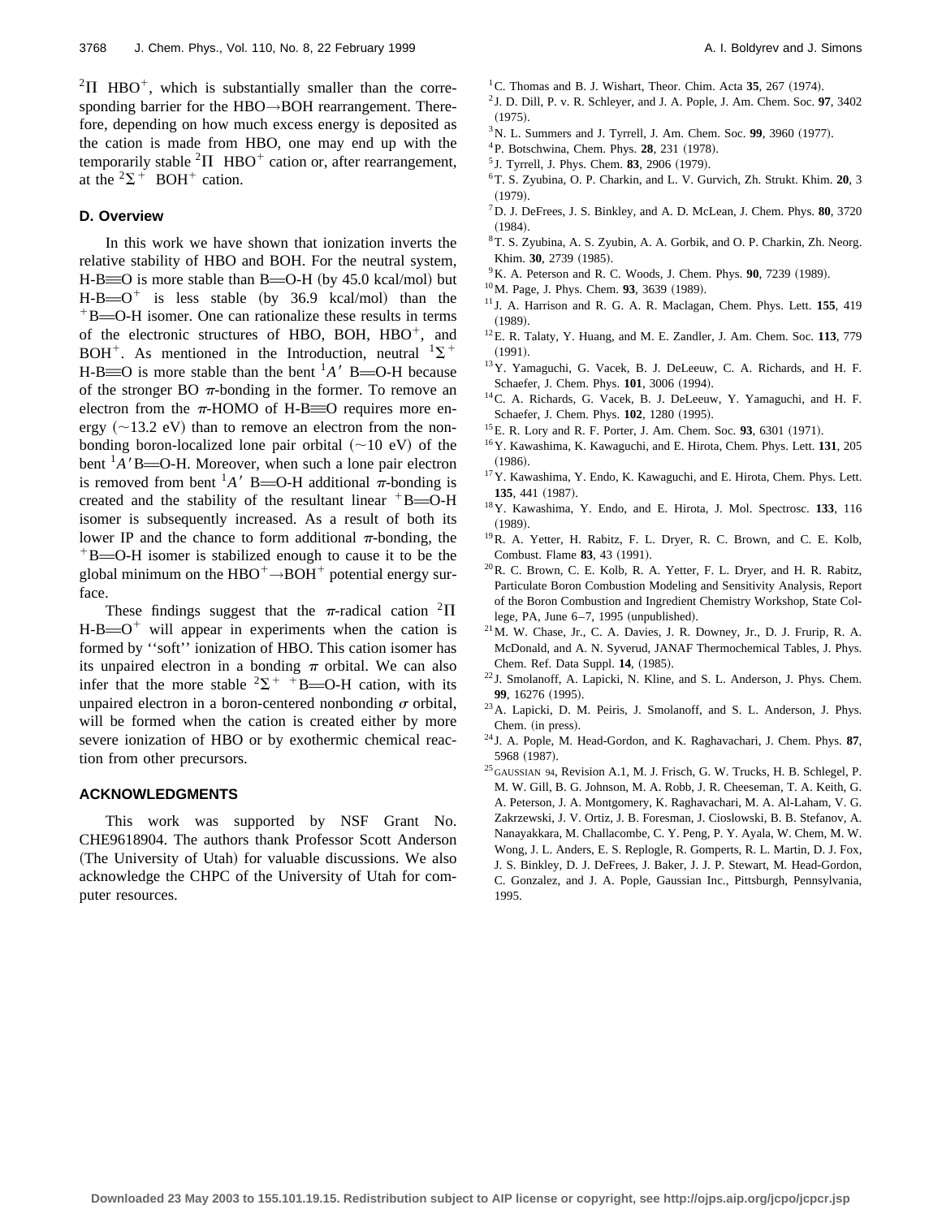$^2\Pi$ $HBO^+$, which is substantially smaller than the corresponding barrier for the HBO→BOH rearrangement. Therefore, depending on how much excess energy is deposited as the cation is made from HBO, one may end up with the temporarily stable $^2\Pi$ $HBO^+$ cation or, after rearrangement, at the $^2\Sigma^+$ $BOH^+$ cation.

### D. Overview

In this work we have shown that ionization inverts the relative stability of HBO and BOH. For the neutral system, H-B≡O is more stable than B═O-H (by 45.0 kcal/mol) but $H\text{-}B{=}O^+$ is less stable (by 36.9 kcal/mol) than the $^+B{=}O\text{-}H$ isomer. One can rationalize these results in terms of the electronic structures of HBO, BOH, $HBO^+$, and $BOH^+$. As mentioned in the Introduction, neutral $^1\Sigma^+$ H-B≡O is more stable than the bent $^1A'$ B═O-H because of the stronger BO $\pi$-bonding in the former. To remove an electron from the $\pi$-HOMO of H-B≡O requires more energy (~13.2 eV) than to remove an electron from the nonbonding boron-localized lone pair orbital (~10 eV) of the bent $^1A'$B═O-H. Moreover, when such a lone pair electron is removed from bent $^1A'$ B═O-H additional $\pi$-bonding is created and the stability of the resultant linear $^+B{=}O\text{-}H$ isomer is subsequently increased. As a result of both its lower IP and the chance to form additional $\pi$-bonding, the $^+B{=}O\text{-}H$ isomer is stabilized enough to cause it to be the global minimum on the $HBO^+ \rightarrow BOH^+$ potential energy surface.

These findings suggest that the $\pi$-radical cation $^2\Pi$ $H\text{-}B{=}O^+$ will appear in experiments when the cation is formed by ''soft'' ionization of HBO. This cation isomer has its unpaired electron in a bonding $\pi$ orbital. We can also infer that the more stable $^2\Sigma^+$ $^+B{=}O\text{-}H$ cation, with its unpaired electron in a boron-centered nonbonding $\sigma$ orbital, will be formed when the cation is created either by more severe ionization of HBO or by exothermic chemical reaction from other precursors.

### ACKNOWLEDGMENTS

This work was supported by NSF Grant No. CHE9618904. The authors thank Professor Scott Anderson (The University of Utah) for valuable discussions. We also acknowledge the CHPC of the University of Utah for computer resources.

[1] C. Thomas and B. J. Wishart, Theor. Chim. Acta **35**, 267 (1974).
[2] J. D. Dill, P. v. R. Schleyer, and J. A. Pople, J. Am. Chem. Soc. **97**, 3402 (1975).
[3] N. L. Summers and J. Tyrrell, J. Am. Chem. Soc. **99**, 3960 (1977).
[4] P. Botschwina, Chem. Phys. **28**, 231 (1978).
[5] J. Tyrrell, J. Phys. Chem. **83**, 2906 (1979).
[6] T. S. Zyubina, O. P. Charkin, and L. V. Gurvich, Zh. Strukt. Khim. **20**, 3 (1979).
[7] D. J. DeFrees, J. S. Binkley, and A. D. McLean, J. Chem. Phys. **80**, 3720 (1984).
[8] T. S. Zyubina, A. S. Zyubin, A. A. Gorbik, and O. P. Charkin, Zh. Neorg. Khim. **30**, 2739 (1985).
[9] K. A. Peterson and R. C. Woods, J. Chem. Phys. **90**, 7239 (1989).
[10] M. Page, J. Phys. Chem. **93**, 3639 (1989).
[11] J. A. Harrison and R. G. A. R. Maclagan, Chem. Phys. Lett. **155**, 419 (1989).
[12] E. R. Talaty, Y. Huang, and M. E. Zandler, J. Am. Chem. Soc. **113**, 779 (1991).
[13] Y. Yamaguchi, G. Vacek, B. J. DeLeeuw, C. A. Richards, and H. F. Schaefer, J. Chem. Phys. **101**, 3006 (1994).
[14] C. A. Richards, G. Vacek, B. J. DeLeeuw, Y. Yamaguchi, and H. F. Schaefer, J. Chem. Phys. **102**, 1280 (1995).
[15] E. R. Lory and R. F. Porter, J. Am. Chem. Soc. **93**, 6301 (1971).
[16] Y. Kawashima, K. Kawaguchi, and E. Hirota, Chem. Phys. Lett. **131**, 205 (1986).
[17] Y. Kawashima, Y. Endo, K. Kawaguchi, and E. Hirota, Chem. Phys. Lett. **135**, 441 (1987).
[18] Y. Kawashima, Y. Endo, and E. Hirota, J. Mol. Spectrosc. **133**, 116 (1989).
[19] R. A. Yetter, H. Rabitz, F. L. Dryer, R. C. Brown, and C. E. Kolb, Combust. Flame **83**, 43 (1991).
[20] R. C. Brown, C. E. Kolb, R. A. Yetter, F. L. Dryer, and H. R. Rabitz, Particulate Boron Combustion Modeling and Sensitivity Analysis, Report of the Boron Combustion and Ingredient Chemistry Workshop, State College, PA, June 6–7, 1995 (unpublished).
[21] M. W. Chase, Jr., C. A. Davies, J. R. Downey, Jr., D. J. Frurip, R. A. McDonald, and A. N. Syverud, JANAF Thermochemical Tables, J. Phys. Chem. Ref. Data Suppl. **14**, (1985).
[22] J. Smolanoff, A. Lapicki, N. Kline, and S. L. Anderson, J. Phys. Chem. **99**, 16276 (1995).
[23] A. Lapicki, D. M. Peiris, J. Smolanoff, and S. L. Anderson, J. Phys. Chem. (in press).
[24] J. A. Pople, M. Head-Gordon, and K. Raghavachari, J. Chem. Phys. **87**, 5968 (1987).
[25] GAUSSIAN 94, Revision A.1, M. J. Frisch, G. W. Trucks, H. B. Schlegel, P. M. W. Gill, B. G. Johnson, M. A. Robb, J. R. Cheeseman, T. A. Keith, G. A. Peterson, J. A. Montgomery, K. Raghavachari, M. A. Al-Laham, V. G. Zakrzewski, J. V. Ortiz, J. B. Foresman, J. Cioslowski, B. B. Stefanov, A. Nanayakkara, M. Challacombe, C. Y. Peng, P. Y. Ayala, W. Chem, M. W. Wong, J. L. Anders, E. S. Replogle, R. Gomperts, R. L. Martin, D. J. Fox, J. S. Binkley, D. J. DeFrees, J. Baker, J. J. P. Stewart, M. Head-Gordon, C. Gonzalez, and J. A. Pople, Gaussian Inc., Pittsburgh, Pennsylvania, 1995.